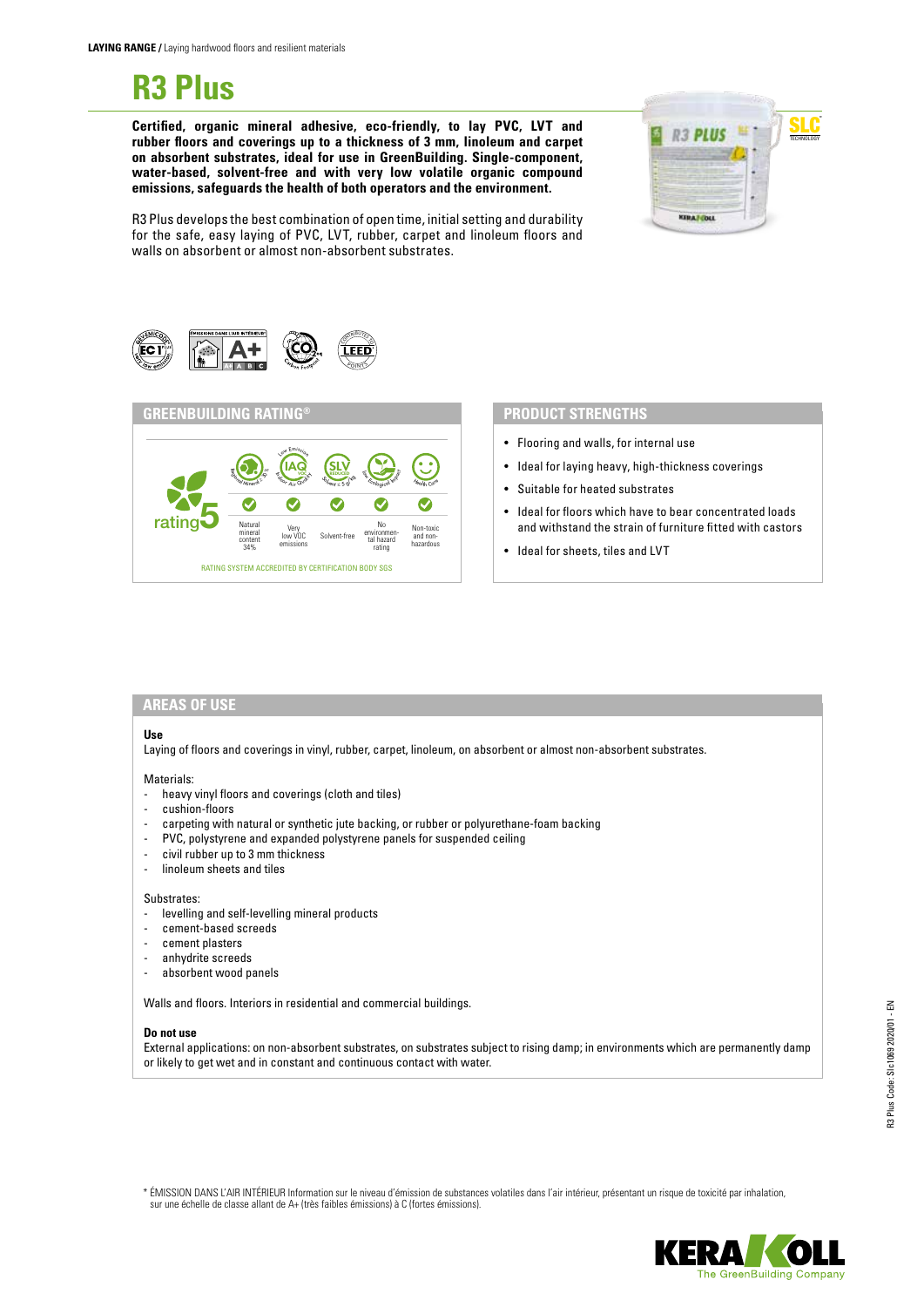**LAYING RANGE /** Laying hardwood floors and resilient materials

# R3 Plus

**Certified, organic mineral adhesive, eco-friendly, to lay PVC, LVT and rubber floors and coverings up to a thickness of 3 mm, linoleum and carpet on absorbent substrates, ideal for use in GreenBuilding. Single-component, water-based, solvent-free and with very low volatile organic compound emissions, safeguards the health of both operators and the environment.**

R3 Plus develops the best combination of open time, initial setting and durability for the safe, easy laying of PVC, LVT, rubber, carpet and linoleum floors and walls on absorbent or almost non-absorbent substrates.

## GREENBUILDING RATING®

rating 5

| Natural mineral content 34% | Very low VOC emissions | Solvent-free | No environmental hazard rating | Non-toxic and non-hazardous |
|---|---|---|---|---|
| ✓ | ✓ | ✓ | ✓ | ✓ |

RATING SYSTEM ACCREDITED BY CERTIFICATION BODY SGS

## PRODUCT STRENGTHS

- Flooring and walls, for internal use
- Ideal for laying heavy, high-thickness coverings
- Suitable for heated substrates
- Ideal for floors which have to bear concentrated loads and withstand the strain of furniture fitted with castors
- Ideal for sheets, tiles and LVT

## AREAS OF USE

**Use**

Laying of floors and coverings in vinyl, rubber, carpet, linoleum, on absorbent or almost non-absorbent substrates.

Materials:

- heavy vinyl floors and coverings (cloth and tiles)
- cushion-floors
- carpeting with natural or synthetic jute backing, or rubber or polyurethane-foam backing
- PVC, polystyrene and expanded polystyrene panels for suspended ceiling
- civil rubber up to 3 mm thickness
- linoleum sheets and tiles

Substrates:

- levelling and self-levelling mineral products
- cement-based screeds
- cement plasters
- anhydrite screeds
- absorbent wood panels

Walls and floors. Interiors in residential and commercial buildings.

**Do not use**

External applications: on non-absorbent substrates, on substrates subject to rising damp; in environments which are permanently damp or likely to get wet and in constant and continuous contact with water.

\* ÉMISSION DANS L'AIR INTÉRIEUR Information sur le niveau d'émission de substances volatiles dans l'air intérieur, présentant un risque de toxicité par inhalation, sur une échelle de classe allant de A+ (très faibles émissions) à C (fortes émissions).

R3 Plus Code: Slc1069 2020/01 - EN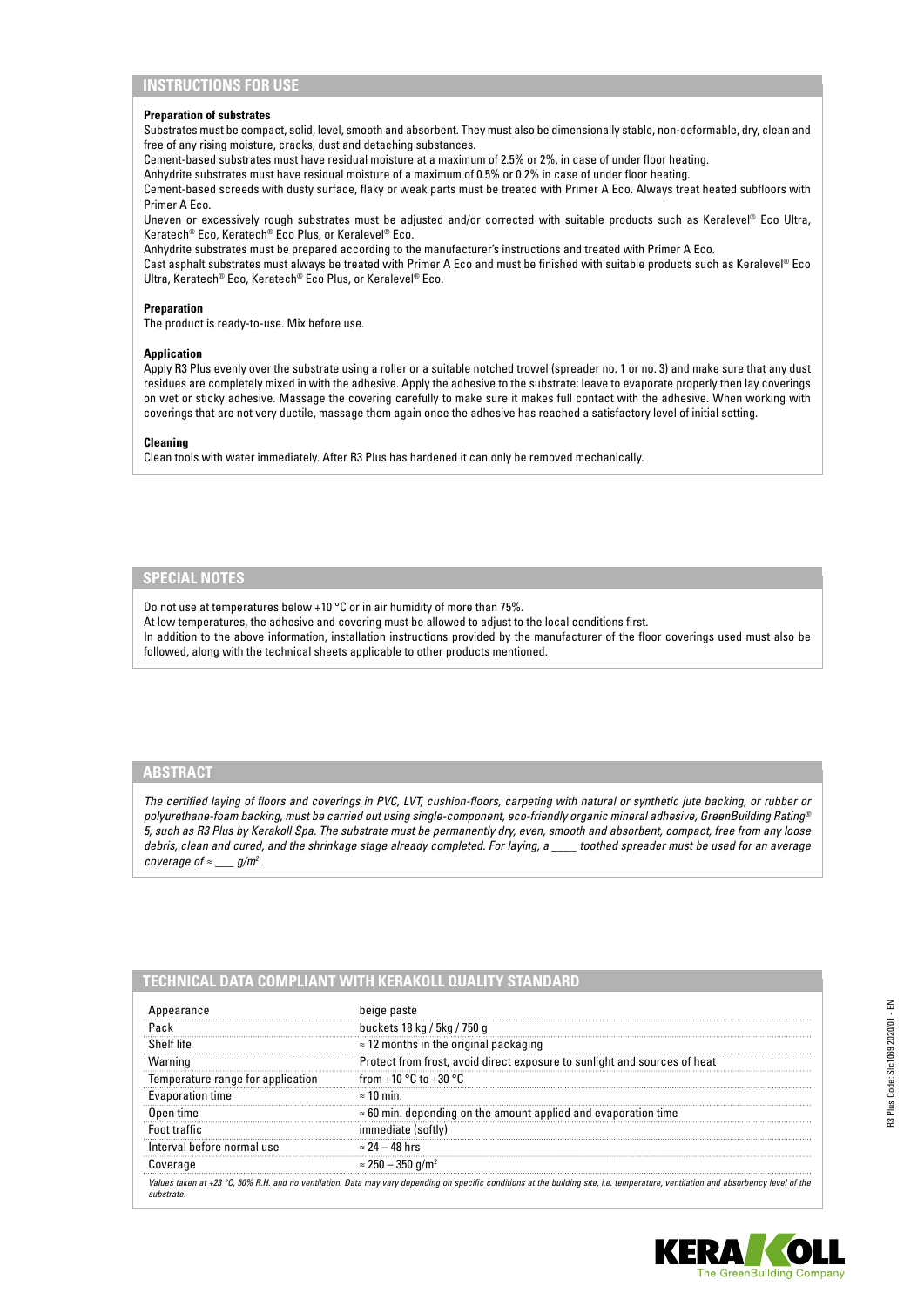## INSTRUCTIONS FOR USE

**Preparation of substrates**

Substrates must be compact, solid, level, smooth and absorbent. They must also be dimensionally stable, non-deformable, dry, clean and free of any rising moisture, cracks, dust and detaching substances.

Cement-based substrates must have residual moisture at a maximum of 2.5% or 2%, in case of under floor heating.

Anhydrite substrates must have residual moisture of a maximum of 0.5% or 0.2% in case of under floor heating.

Cement-based screeds with dusty surface, flaky or weak parts must be treated with Primer A Eco. Always treat heated subfloors with Primer A Eco.

Uneven or excessively rough substrates must be adjusted and/or corrected with suitable products such as Keralevel® Eco Ultra, Keratech® Eco, Keratech® Eco Plus, or Keralevel® Eco.

Anhydrite substrates must be prepared according to the manufacturer's instructions and treated with Primer A Eco.

Cast asphalt substrates must always be treated with Primer A Eco and must be finished with suitable products such as Keralevel® Eco Ultra, Keratech® Eco, Keratech® Eco Plus, or Keralevel® Eco.

**Preparation**

The product is ready-to-use. Mix before use.

**Application**

Apply R3 Plus evenly over the substrate using a roller or a suitable notched trowel (spreader no. 1 or no. 3) and make sure that any dust residues are completely mixed in with the adhesive. Apply the adhesive to the substrate; leave to evaporate properly then lay coverings on wet or sticky adhesive. Massage the covering carefully to make sure it makes full contact with the adhesive. When working with coverings that are not very ductile, massage them again once the adhesive has reached a satisfactory level of initial setting.

**Cleaning**

Clean tools with water immediately. After R3 Plus has hardened it can only be removed mechanically.

## SPECIAL NOTES

Do not use at temperatures below +10 °C or in air humidity of more than 75%.

At low temperatures, the adhesive and covering must be allowed to adjust to the local conditions first.

In addition to the above information, installation instructions provided by the manufacturer of the floor coverings used must also be followed, along with the technical sheets applicable to other products mentioned.

## ABSTRACT

*The certified laying of floors and coverings in PVC, LVT, cushion-floors, carpeting with natural or synthetic jute backing, or rubber or polyurethane-foam backing, must be carried out using single-component, eco-friendly organic mineral adhesive, GreenBuilding Rating® 5, such as R3 Plus by Kerakoll Spa. The substrate must be permanently dry, even, smooth and absorbent, compact, free from any loose debris, clean and cured, and the shrinkage stage already completed. For laying, a ____ toothed spreader must be used for an average coverage of ≈ ___ g/m².*

## TECHNICAL DATA COMPLIANT WITH KERAKOLL QUALITY STANDARD

| | |
|---|---|
| Appearance | beige paste |
| Pack | buckets 18 kg / 5kg / 750 g |
| Shelf life | ≈ 12 months in the original packaging |
| Warning | Protect from frost, avoid direct exposure to sunlight and sources of heat |
| Temperature range for application | from +10 °C to +30 °C |
| Evaporation time | ≈ 10 min. |
| Open time | ≈ 60 min. depending on the amount applied and evaporation time |
| Foot traffic | immediate (softly) |
| Interval before normal use | ≈ 24 – 48 hrs |
| Coverage | ≈ 250 – 350 g/m² |

*Values taken at +23 °C, 50% R.H. and no ventilation. Data may vary depending on specific conditions at the building site, i.e. temperature, ventilation and absorbency level of the substrate.*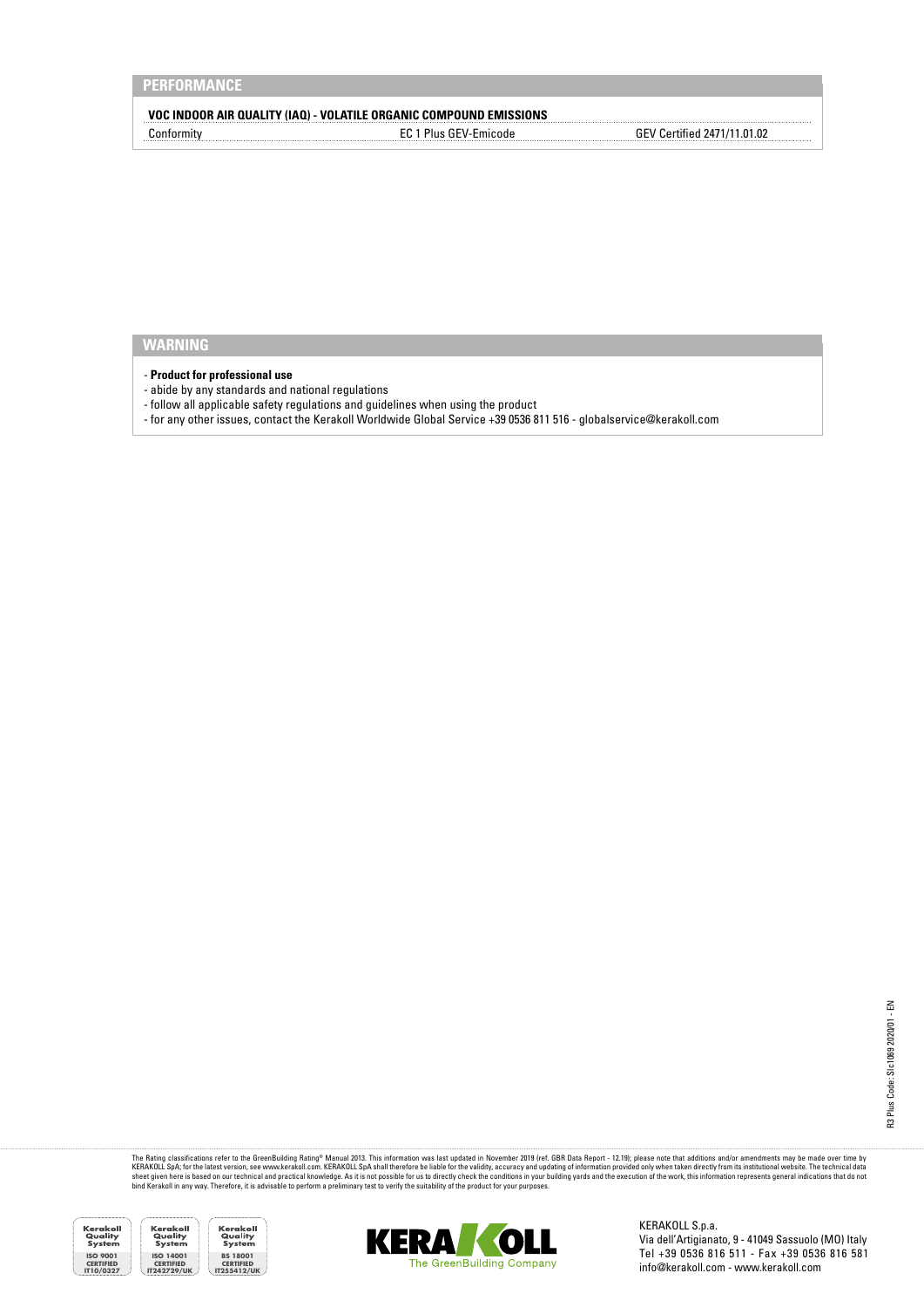## PERFORMANCE

| VOC INDOOR AIR QUALITY (IAQ) - VOLATILE ORGANIC COMPOUND EMISSIONS | | |
|---|---|---|
| Conformity | EC 1 Plus GEV-Emicode | GEV Certified 2471/11.01.02 |

## WARNING

- **Product for professional use**
- abide by any standards and national regulations
- follow all applicable safety regulations and guidelines when using the product
- for any other issues, contact the Kerakoll Worldwide Global Service +39 0536 811 516 - globalservice@kerakoll.com

R3 Plus Code: SIc1069 2020/01 - EN

The Rating classifications refer to the GreenBuilding Rating® Manual 2013. This information was last updated in November 2019 (ref. GBR Data Report - 12.19); please note that additions and/or amendments may be made over time by KERAKOLL SpA; for the latest version, see www.kerakoll.com. KERAKOLL SpA shall therefore be liable for the validity, accuracy and updating of information provided only when taken directly from its institutional website. The technical data sheet given here is based on our technical and practical knowledge. As it is not possible for us to directly check the conditions in your building yards and the execution of the work, this information represents general indications that do not bind Kerakoll in any way. Therefore, it is advisable to perform a preliminary test to verify the suitability of the product for your purposes.

Kerakoll Quality System ISO 9001 CERTIFIED IT10/0327

Kerakoll Quality System ISO 14001 CERTIFIED IT242729/UK

Kerakoll Quality System BS 18001 CERTIFIED IT255412/UK

KERAKOLL The GreenBuilding Company

KERAKOLL S.p.a.
Via dell'Artigianato, 9 - 41049 Sassuolo (MO) Italy
Tel +39 0536 816 511 - Fax +39 0536 816 581
info@kerakoll.com - www.kerakoll.com